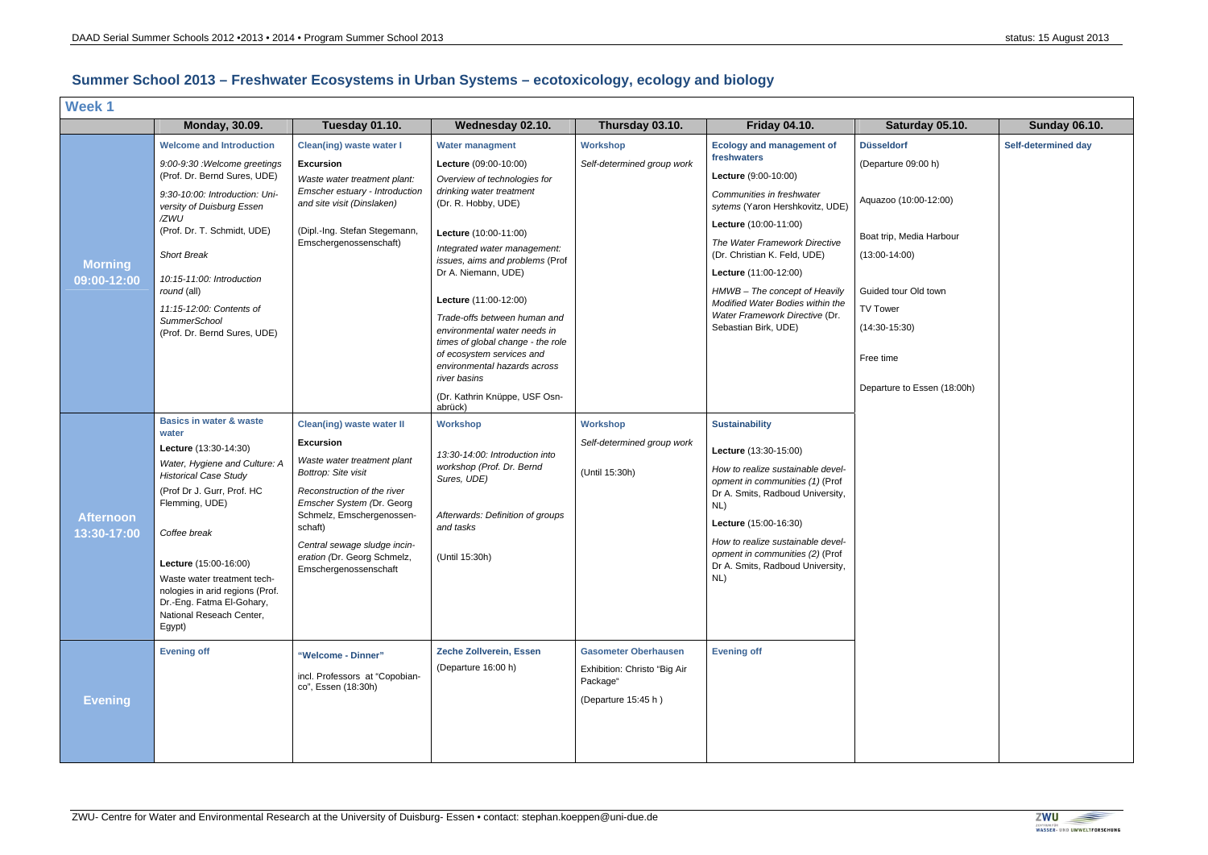# Summer School 2013 – Freshwater Ecosystems in Urban Systems – ecotoxicology, ecology and biology

## Week 1

| | Monday, 30.09. | Tuesday 01.10. | Wednesday 02.10. | Thursday 03.10. | Friday 04.10. | Saturday 05.10. | Sunday 06.10. |
|---|---|---|---|---|---|---|---|
| **Morning 09:00-12:00** | **Welcome and Introduction**<br>*9:00-9:30 :Welcome greetings* (Prof. Dr. Bernd Sures, UDE)<br>*9:30-10:00: Introduction: University of Duisburg Essen /ZWU* (Prof. Dr. T. Schmidt, UDE)<br>*Short Break*<br>*10:15-11:00: Introduction round* (all)<br>*11:15-12:00: Contents of SummerSchool* (Prof. Dr. Bernd Sures, UDE) | **Clean(ing) waste water I**<br>**Excursion**<br>*Waste water treatment plant: Emscher estuary - Introduction and site visit (Dinslaken)*<br>(Dipl.-Ing. Stefan Stegemann, Emschergenossenschaft) | **Water managment**<br>**Lecture** (09:00-10:00)<br>*Overview of technologies for drinking water treatment* (Dr. R. Hobby, UDE)<br>**Lecture** (10:00-11:00)<br>*Integrated water management: issues, aims and problems* (Prof Dr A. Niemann, UDE)<br>**Lecture** (11:00-12:00)<br>*Trade-offs between human and environmental water needs in times of global change - the role of ecosystem services and environmental hazards across river basins*<br>(Dr. Kathrin Knüppe, USF Osnabrück) | **Workshop**<br>*Self-determined group work* | **Ecology and management of freshwaters**<br>**Lecture** (9:00-10:00)<br>*Communities in freshwater sytems* (Yaron Hershkovitz, UDE)<br>**Lecture** (10:00-11:00)<br>*The Water Framework Directive* (Dr. Christian K. Feld, UDE)<br>**Lecture** (11:00-12:00)<br>*HMWB – The concept of Heavily Modified Water Bodies within the Water Framework Directive* (Dr. Sebastian Birk, UDE) | **Düsseldorf**<br>(Departure 09:00 h)<br>Aquazoo (10:00-12:00)<br>Boat trip, Media Harbour<br>(13:00-14:00)<br>Guided tour Old town<br>TV Tower<br>(14:30-15:30)<br>Free time<br>Departure to Essen (18:00h) | **Self-determined day** |
| **Afternoon 13:30-17:00** | **Basics in water & waste water**<br>**Lecture** (13:30-14:30)<br>*Water, Hygiene and Culture: A Historical Case Study*<br>(Prof Dr J. Gurr, Prof. HC Flemming, UDE)<br>*Coffee break*<br>**Lecture** (15:00-16:00)<br>Waste water treatment technologies in arid regions (Prof. Dr.-Eng. Fatma El-Gohary, National Reseach Center, Egypt) | **Clean(ing) waste water II**<br>**Excursion**<br>*Waste water treatment plant Bottrop: Site visit*<br>*Reconstruction of the river Emscher System* (Dr. Georg Schmelz, Emschergenossenschaft)<br>*Central sewage sludge incineration (*Dr. Georg Schmelz, Emschergenossenschaft | **Workshop**<br>*13:30-14:00: Introduction into workshop (Prof. Dr. Bernd Sures, UDE)*<br>*Afterwards: Definition of groups and tasks*<br>(Until 15:30h) | **Workshop**<br>*Self-determined group work*<br>(Until 15:30h) | **Sustainability**<br>**Lecture** (13:30-15:00)<br>*How to realize sustainable development in communities (1)* (Prof Dr A. Smits, Radboud University, NL)<br>**Lecture** (15:00-16:30)<br>*How to realize sustainable development in communities (2)* (Prof Dr A. Smits, Radboud University, NL) | | |
| **Evening** | **Evening off** | **"Welcome - Dinner"**<br>incl. Professors at "Copobianco", Essen (18:30h) | **Zeche Zollverein, Essen**<br>(Departure 16:00 h) | **Gasometer Oberhausen**<br>Exhibition: Christo "Big Air Package"<br>(Departure 15:45 h ) | **Evening off** | | |

ZWU- Centre for Water and Environmental Research at the University of Duisburg- Essen • contact: stephan.koeppen@uni-due.de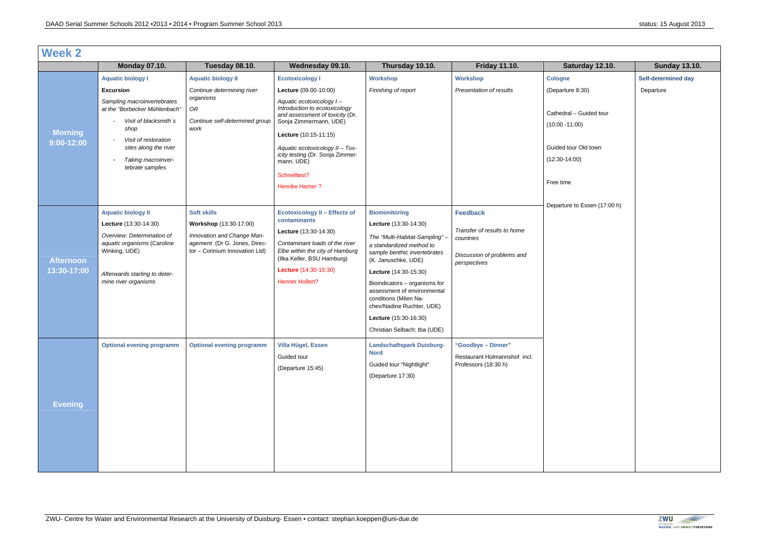## Week 2

| | Monday 07.10. | Tuesday 08.10. | Wednesday 09.10. | Thursday 10.10. | Friday 11.10. | Saturday 12.10. | Sunday 13.10. |
|---|---|---|---|---|---|---|---|
| **Morning 9:00-12:00** | **Aquatic biology I**<br>**Excursion**<br>*Sampling macroinvertebrates at the "Borbecker Mühlenbach"*<br>- *Visit of blacksmith`s shop*<br>- *Visit of restoration sites along the river*<br>- *Taking macroinvertebrate samples* | **Aquatic biology II**<br>*Continue determining river organisms*<br>*OR*<br>*Continue self-determined group work* | **Ecotoxicology I**<br>**Lecture** (09.00-10:00)<br>*Aquatic ecotoxicology I – Introduction to ecotoxicology and assessment of toxicity* (Dr. Sonja Zimmermann, UDE)<br>**Lecture** (10:15-11:15)<br>*Aquatic ecotoxicology II – Toxicity testing* (Dr. Sonja Zimmermann, UDE)<br>Schnelltest?<br>Henrike Hamer ? | **Workshop**<br>*Finishing of report* | **Workshop**<br>*Presentation of results* | **Cologne**<br>(Departure 8:30)<br>Cathedral – Guided tour<br>(10:00 -11:00)<br>Guided tour Old town<br>(12:30-14:00)<br>Free time<br>Departure to Essen (17:00 h) | **Self-determined day**<br>Departure |
| **Afternoon 13:30-17:00** | **Aquatic biology II**<br>**Lecture** (13:30-14:30)<br>*Overview: Determination of aquatic organisms* (Caroline Winking, UDE)<br>*Afterwards starting to determine river organisms* | **Soft skills**<br>**Workshop** (13:30-17:00)<br>*Innovation and Change Management* (Dr G. Jones, Director – Corinium Innovation Ltd) | **Ecotoxicology II – Effects of contaminants**<br>**Lecture** (13:30-14:30)<br>*Contaminant loads of the river Elbe within the city of Hamburg* (Ilka Keller, BSU Hamburg)<br>**Lecture** (14:30-15:30)<br>Henner Hollert? | **Biomonitoring**<br>**Lecture** (13:30-14:30)<br>*The "Multi-Habitat-Sampling" – a standardized method to sample benthic invertebrates* (K. Januschke, UDE)<br>**Lecture** (14:30-15:30)<br>Bioindicators – organisms for assessment of environmental conditions (Milen Nachev/Nadine Ruchter, UDE)<br>**Lecture** (15:30-16:30)<br>Christian Selbach: tba (UDE) | **Feedback**<br>*Transfer of results to home countries*<br>*Discussion of problems and perspectives* | | |
| **Evening** | **Optional evening programm** | **Optional evening programm** | **Villa Hügel, Essen**<br>Guided tour<br>(Departure 15:45) | **Landschaftspark Duisburg-Nord**<br>Guided tour "Nightlight"<br>(Departure 17:30) | **"Goodbye – Dinner"**<br>Restaurant Hülmannshof incl. Professors (18:30 h) | | |